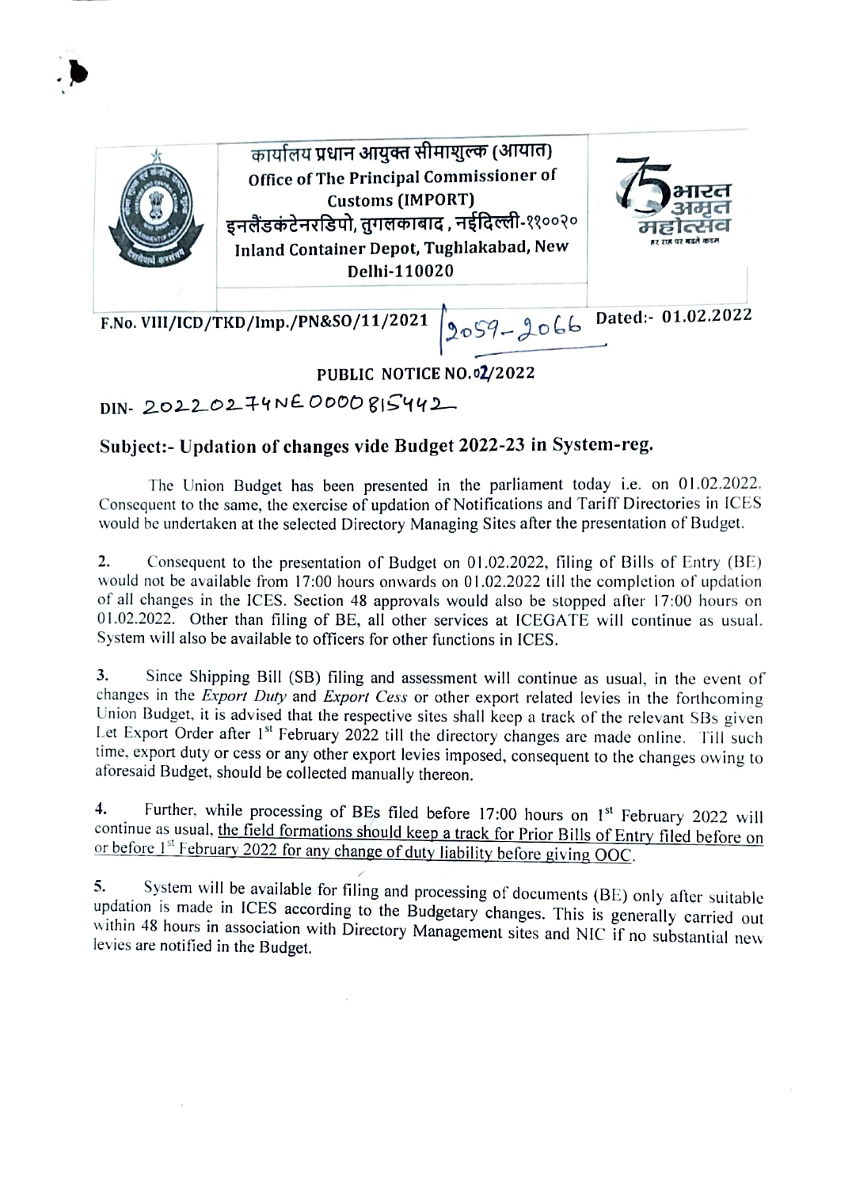कार्यालय प्रधान आयुक्त सीमाशुल्क (आयात)
**Office of The Principal Commissioner of Customs (IMPORT)**
इनलैंडकंटेनरडिपो, तुगलकाबाद , नईदिल्ली-११००२०
**Inland Container Depot, Tughlakabad, New Delhi-110020**

**F.No. VIII/ICD/TKD/Imp./PN&SO/11/2021** 2059-2066 **Dated:- 01.02.2022**

**PUBLIC NOTICE NO.02/2022**

DIN- 20220274NE0000815442

**Subject:- Updation of changes vide Budget 2022-23 in System-reg.**

The Union Budget has been presented in the parliament today i.e. on 01.02.2022. Consequent to the same, the exercise of updation of Notifications and Tariff Directories in ICES would be undertaken at the selected Directory Managing Sites after the presentation of Budget.

2. Consequent to the presentation of Budget on 01.02.2022, filing of Bills of Entry (BE) would not be available from 17:00 hours onwards on 01.02.2022 till the completion of updation of all changes in the ICES. Section 48 approvals would also be stopped after 17:00 hours on 01.02.2022. Other than filing of BE, all other services at ICEGATE will continue as usual. System will also be available to officers for other functions in ICES.

3. Since Shipping Bill (SB) filing and assessment will continue as usual, in the event of changes in the *Export Duty* and *Export Cess* or other export related levies in the forthcoming Union Budget, it is advised that the respective sites shall keep a track of the relevant SBs given Let Export Order after 1st February 2022 till the directory changes are made online. Till such time, export duty or cess or any other export levies imposed, consequent to the changes owing to aforesaid Budget, should be collected manually thereon.

4. Further, while processing of BEs filed before 17:00 hours on 1st February 2022 will continue as usual, the field formations should keep a track for Prior Bills of Entry filed before on or before 1st February 2022 for any change of duty liability before giving OOC.

5. System will be available for filing and processing of documents (BE) only after suitable updation is made in ICES according to the Budgetary changes. This is generally carried out within 48 hours in association with Directory Management sites and NIC if no substantial new levies are notified in the Budget.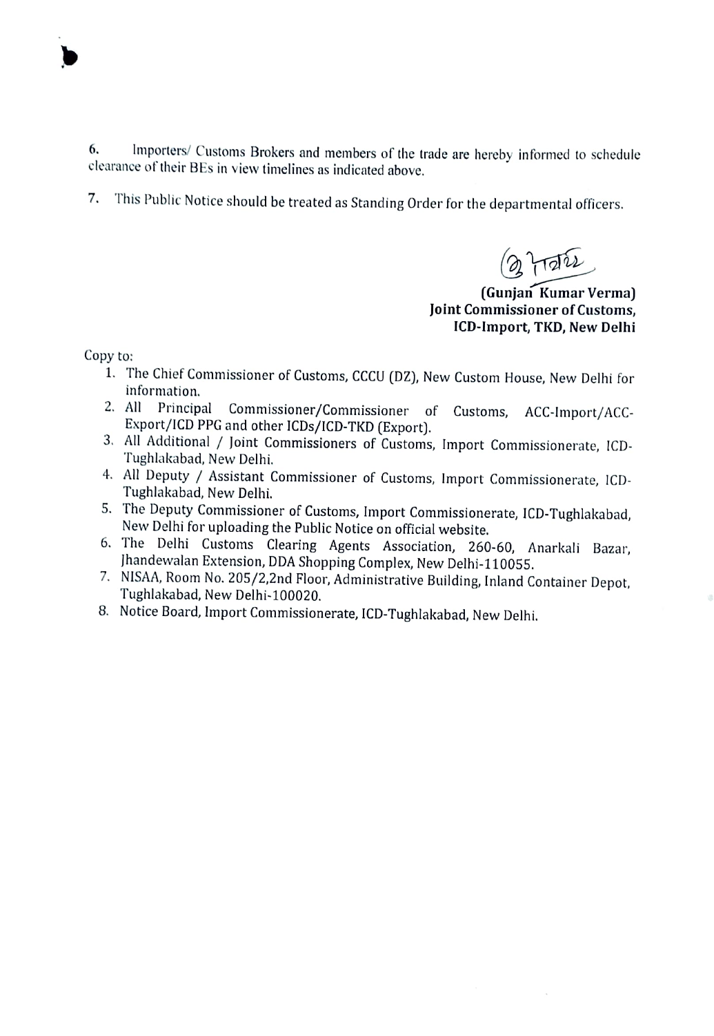6. Importers/ Customs Brokers and members of the trade are hereby informed to schedule clearance of their BEs in view timelines as indicated above.

7. This Public Notice should be treated as Standing Order for the departmental officers.

**(Gunjan Kumar Verma)**
**Joint Commissioner of Customs,**
**ICD-Import, TKD, New Delhi**

Copy to:

1. The Chief Commissioner of Customs, CCCU (DZ), New Custom House, New Delhi for information.
2. All Principal Commissioner/Commissioner of Customs, ACC-Import/ACC-Export/ICD PPG and other ICDs/ICD-TKD (Export).
3. All Additional / Joint Commissioners of Customs, Import Commissionerate, ICD-Tughlakabad, New Delhi.
4. All Deputy / Assistant Commissioner of Customs, Import Commissionerate, ICD-Tughlakabad, New Delhi.
5. The Deputy Commissioner of Customs, Import Commissionerate, ICD-Tughlakabad, New Delhi for uploading the Public Notice on official website.
6. The Delhi Customs Clearing Agents Association, 260-60, Anarkali Bazar, Jhandewalan Extension, DDA Shopping Complex, New Delhi-110055.
7. NISAA, Room No. 205/2,2nd Floor, Administrative Building, Inland Container Depot, Tughlakabad, New Delhi-100020.
8. Notice Board, Import Commissionerate, ICD-Tughlakabad, New Delhi.